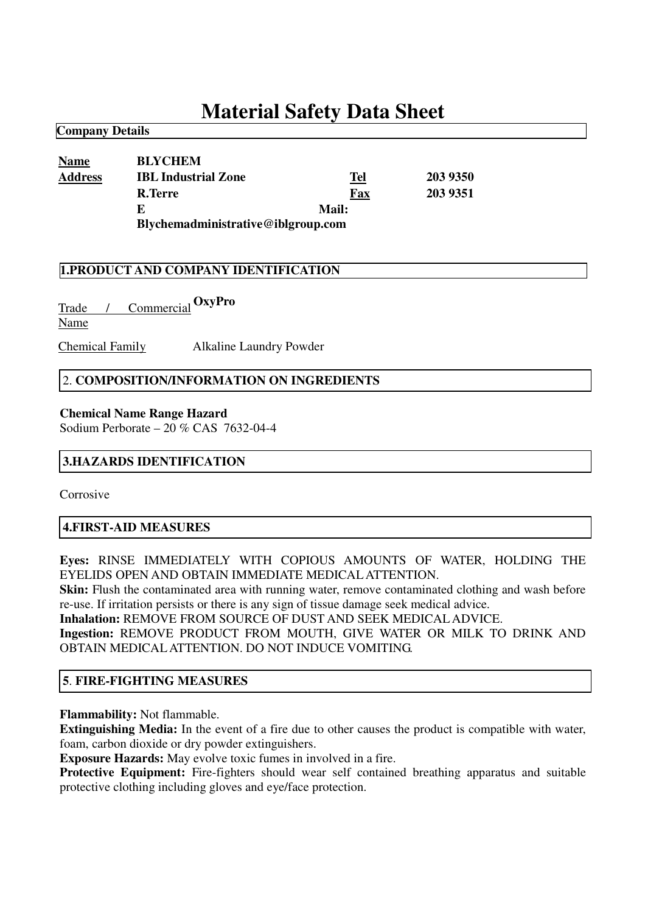# Material Safety Data Sheet

**Company Details**

| **Name** | **BLYCHEM** | | |
|---|---|---|---|
| **Address** | **IBL Industrial Zone** | **Tel** | **203 9350** |
| | **R.Terre** | **Fax** | **203 9351** |
| | **E Mail: Blychemadministrative@iblgroup.com** | | |

## 1.PRODUCT AND COMPANY IDENTIFICATION

Trade / Commercial Name **OxyPro**

Chemical Family Alkaline Laundry Powder

## 2. COMPOSITION/INFORMATION ON INGREDIENTS

**Chemical Name Range Hazard**
Sodium Perborate – 20 % CAS 7632-04-4

## 3.HAZARDS IDENTIFICATION

Corrosive

## 4.FIRST-AID MEASURES

**Eyes:** RINSE IMMEDIATELY WITH COPIOUS AMOUNTS OF WATER, HOLDING THE EYELIDS OPEN AND OBTAIN IMMEDIATE MEDICAL ATTENTION.
**Skin:** Flush the contaminated area with running water, remove contaminated clothing and wash before re-use. If irritation persists or there is any sign of tissue damage seek medical advice.
**Inhalation:** REMOVE FROM SOURCE OF DUST AND SEEK MEDICAL ADVICE.
**Ingestion:** REMOVE PRODUCT FROM MOUTH, GIVE WATER OR MILK TO DRINK AND OBTAIN MEDICAL ATTENTION. DO NOT INDUCE VOMITING.

## 5. FIRE-FIGHTING MEASURES

**Flammability:** Not flammable.
**Extinguishing Media:** In the event of a fire due to other causes the product is compatible with water, foam, carbon dioxide or dry powder extinguishers.
**Exposure Hazards:** May evolve toxic fumes in involved in a fire.
**Protective Equipment:** Fire-fighters should wear self contained breathing apparatus and suitable protective clothing including gloves and eye/face protection.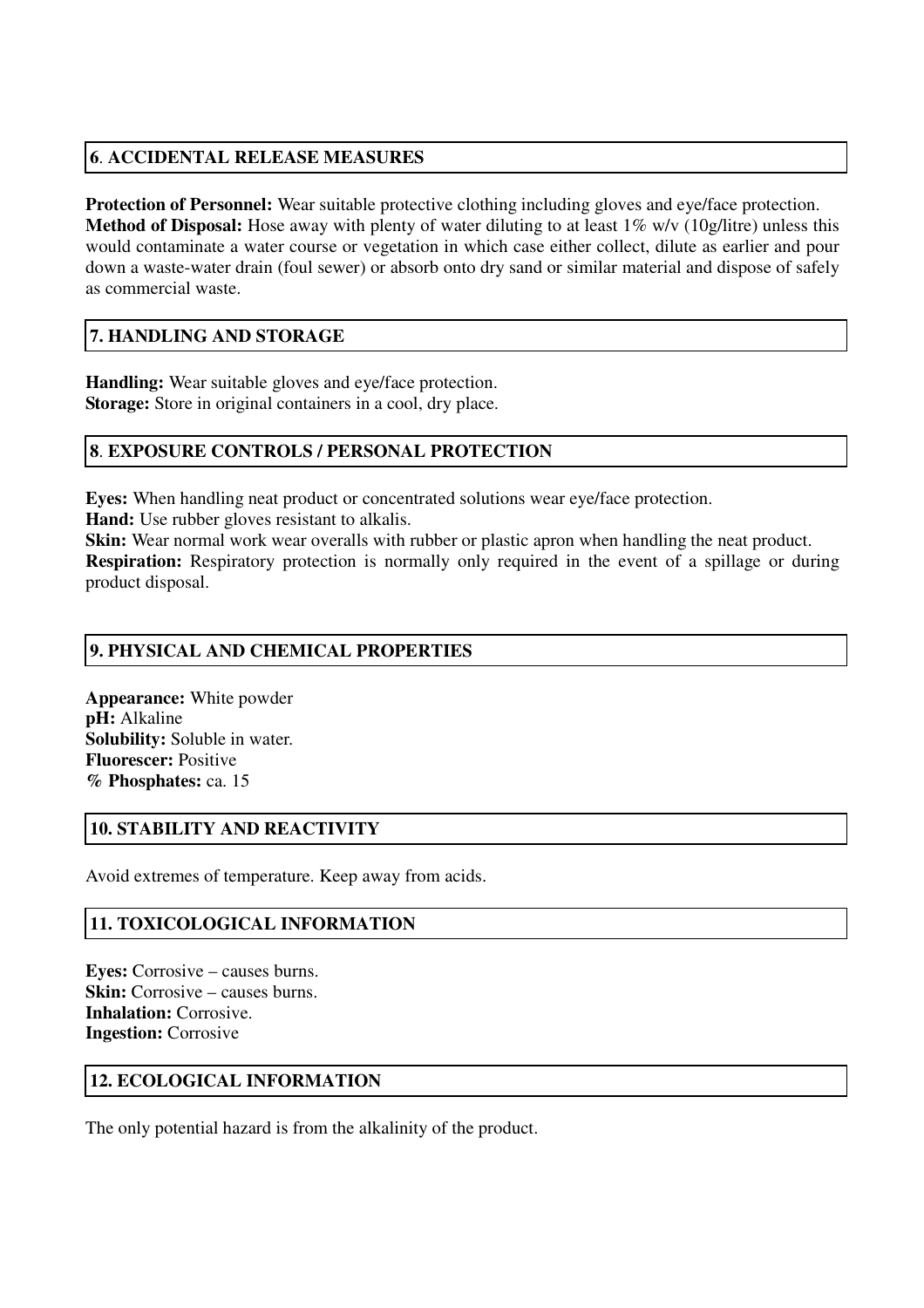## 6. ACCIDENTAL RELEASE MEASURES

**Protection of Personnel:** Wear suitable protective clothing including gloves and eye/face protection.
**Method of Disposal:** Hose away with plenty of water diluting to at least 1% w/v (10g/litre) unless this would contaminate a water course or vegetation in which case either collect, dilute as earlier and pour down a waste-water drain (foul sewer) or absorb onto dry sand or similar material and dispose of safely as commercial waste.

## 7. HANDLING AND STORAGE

**Handling:** Wear suitable gloves and eye/face protection.
**Storage:** Store in original containers in a cool, dry place.

## 8. EXPOSURE CONTROLS / PERSONAL PROTECTION

**Eyes:** When handling neat product or concentrated solutions wear eye/face protection.
**Hand:** Use rubber gloves resistant to alkalis.
**Skin:** Wear normal work wear overalls with rubber or plastic apron when handling the neat product.
**Respiration:** Respiratory protection is normally only required in the event of a spillage or during product disposal.

## 9. PHYSICAL AND CHEMICAL PROPERTIES

**Appearance:** White powder
**pH:** Alkaline
**Solubility:** Soluble in water.
**Fluorescer:** Positive
**% Phosphates:** ca. 15

## 10. STABILITY AND REACTIVITY

Avoid extremes of temperature. Keep away from acids.

## 11. TOXICOLOGICAL INFORMATION

**Eyes:** Corrosive – causes burns.
**Skin:** Corrosive – causes burns.
**Inhalation:** Corrosive.
**Ingestion:** Corrosive

## 12. ECOLOGICAL INFORMATION

The only potential hazard is from the alkalinity of the product.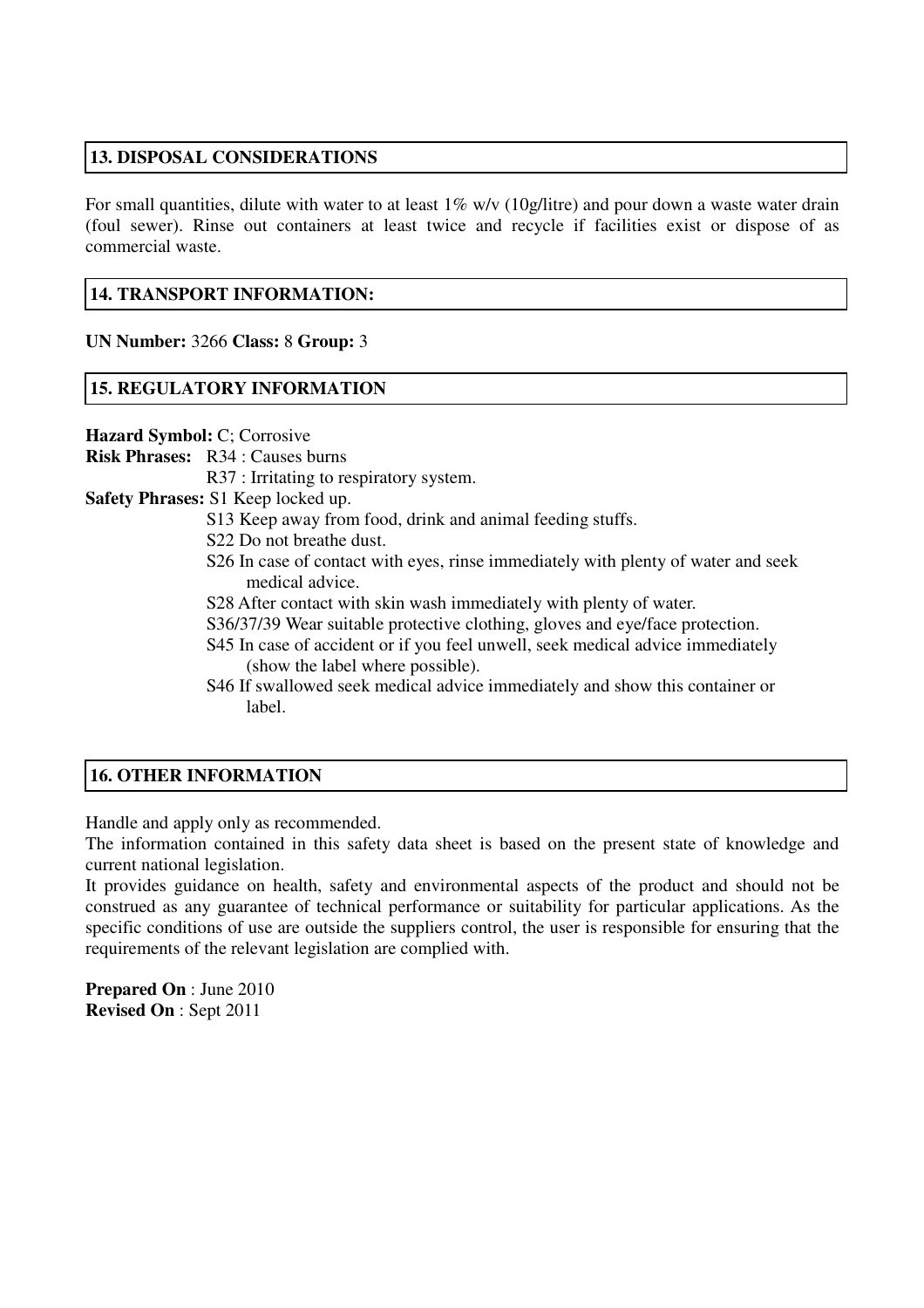## 13. DISPOSAL CONSIDERATIONS

For small quantities, dilute with water to at least 1% w/v (10g/litre) and pour down a waste water drain (foul sewer). Rinse out containers at least twice and recycle if facilities exist or dispose of as commercial waste.

## 14. TRANSPORT INFORMATION:

**UN Number:** 3266 **Class:** 8 **Group:** 3

## 15. REGULATORY INFORMATION

**Hazard Symbol:** C; Corrosive

**Risk Phrases:** R34 : Causes burns
R37 : Irritating to respiratory system.

**Safety Phrases:** S1 Keep locked up.
S13 Keep away from food, drink and animal feeding stuffs.
S22 Do not breathe dust.
S26 In case of contact with eyes, rinse immediately with plenty of water and seek medical advice.
S28 After contact with skin wash immediately with plenty of water.
S36/37/39 Wear suitable protective clothing, gloves and eye/face protection.
S45 In case of accident or if you feel unwell, seek medical advice immediately (show the label where possible).
S46 If swallowed seek medical advice immediately and show this container or label.

## 16. OTHER INFORMATION

Handle and apply only as recommended.
The information contained in this safety data sheet is based on the present state of knowledge and current national legislation.
It provides guidance on health, safety and environmental aspects of the product and should not be construed as any guarantee of technical performance or suitability for particular applications. As the specific conditions of use are outside the suppliers control, the user is responsible for ensuring that the requirements of the relevant legislation are complied with.

**Prepared On** : June 2010
**Revised On** : Sept 2011